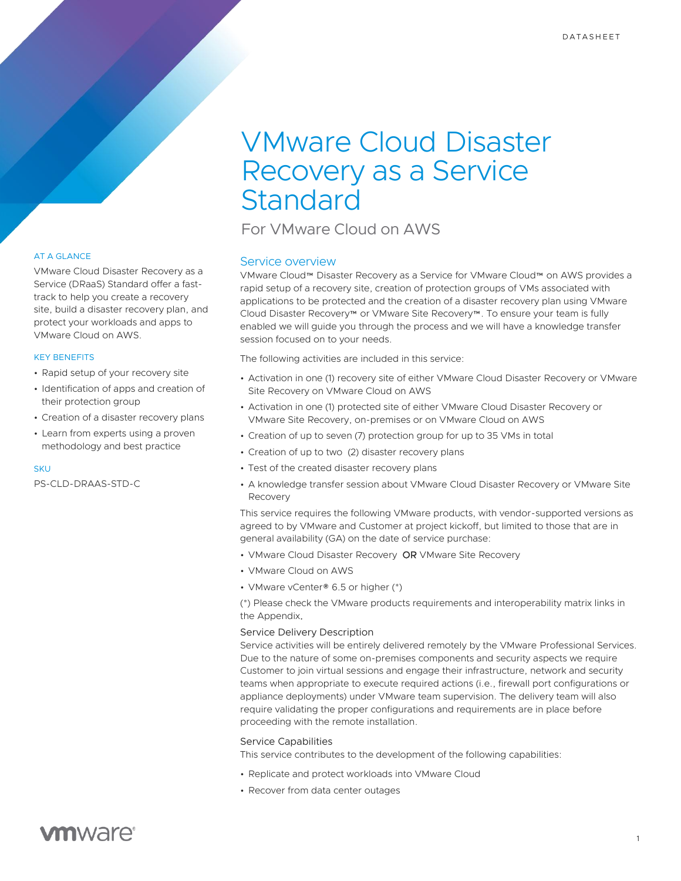DATASHEET

# VMware Cloud Disaster Recovery as a Service Standard

## For VMware Cloud on AWS

### AT A GLANCE

VMware Cloud Disaster Recovery as a Service (DRaaS) Standard offer a fast-track to help you create a recovery site, build a disaster recovery plan, and protect your workloads and apps to VMware Cloud on AWS.

### KEY BENEFITS

- Rapid setup of your recovery site
- Identification of apps and creation of their protection group
- Creation of a disaster recovery plans
- Learn from experts using a proven methodology and best practice

### SKU

PS-CLD-DRAAS-STD-C

## Service overview

VMware Cloud™ Disaster Recovery as a Service for VMware Cloud™ on AWS provides a rapid setup of a recovery site, creation of protection groups of VMs associated with applications to be protected and the creation of a disaster recovery plan using VMware Cloud Disaster Recovery™ or VMware Site Recovery™. To ensure your team is fully enabled we will guide you through the process and we will have a knowledge transfer session focused on to your needs.

The following activities are included in this service:

- Activation in one (1) recovery site of either VMware Cloud Disaster Recovery or VMware Site Recovery on VMware Cloud on AWS
- Activation in one (1) protected site of either VMware Cloud Disaster Recovery or VMware Site Recovery, on-premises or on VMware Cloud on AWS
- Creation of up to seven (7) protection group for up to 35 VMs in total
- Creation of up to two (2) disaster recovery plans
- Test of the created disaster recovery plans
- A knowledge transfer session about VMware Cloud Disaster Recovery or VMware Site Recovery

This service requires the following VMware products, with vendor-supported versions as agreed to by VMware and Customer at project kickoff, but limited to those that are in general availability (GA) on the date of service purchase:

- VMware Cloud Disaster Recovery OR VMware Site Recovery
- VMware Cloud on AWS
- VMware vCenter® 6.5 or higher (*)

(*) Please check the VMware products requirements and interoperability matrix links in the Appendix.

### Service Delivery Description

Service activities will be entirely delivered remotely by the VMware Professional Services. Due to the nature of some on-premises components and security aspects we require Customer to join virtual sessions and engage their infrastructure, network and security teams when appropriate to execute required actions (i.e., firewall port configurations or appliance deployments) under VMware team supervision. The delivery team will also require validating the proper configurations and requirements are in place before proceeding with the remote installation.

### Service Capabilities

This service contributes to the development of the following capabilities:

- Replicate and protect workloads into VMware Cloud
- Recover from data center outages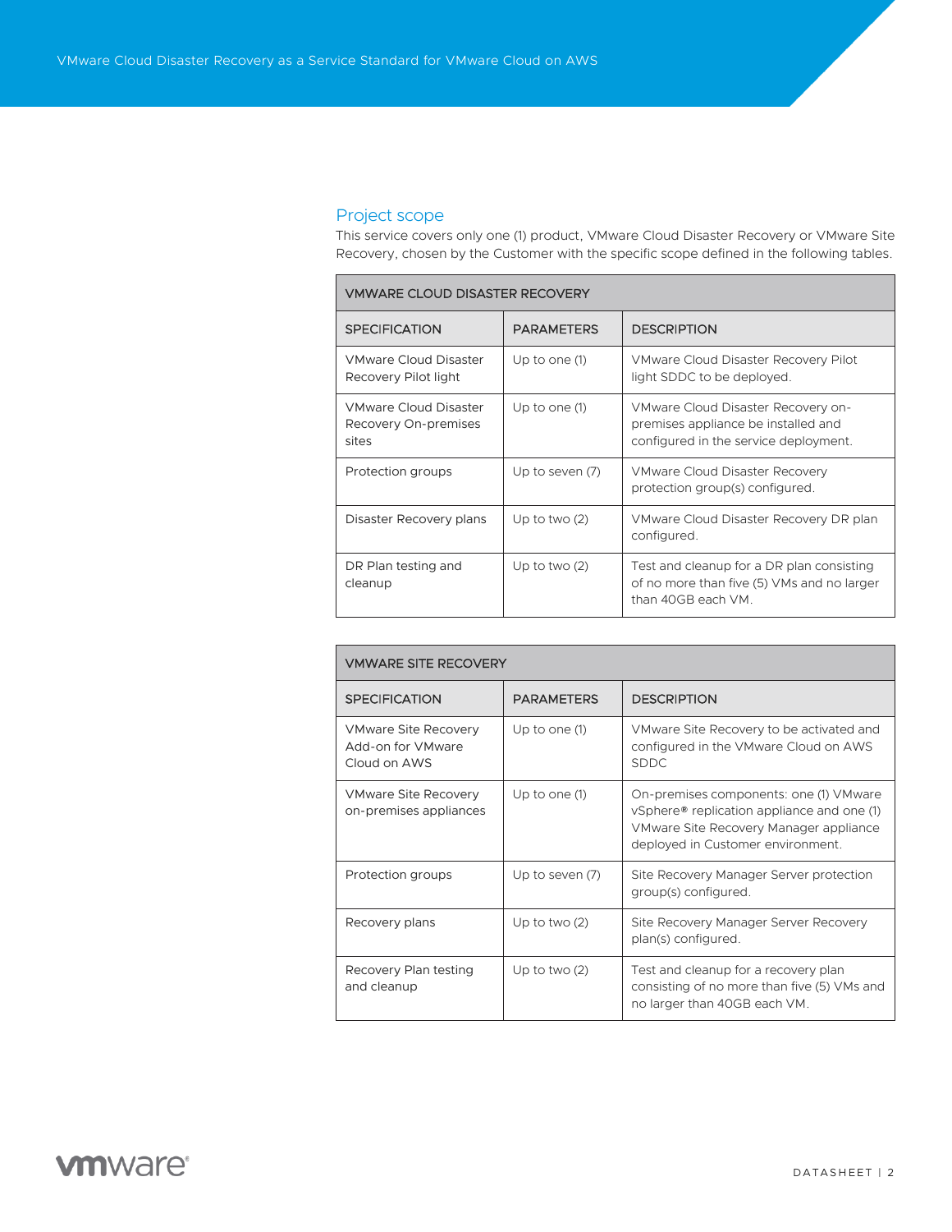## Project scope

This service covers only one (1) product, VMware Cloud Disaster Recovery or VMware Site Recovery, chosen by the Customer with the specific scope defined in the following tables.

| VMWARE CLOUD DISASTER RECOVERY | | |
|---|---|---|
| SPECIFICATION | PARAMETERS | DESCRIPTION |
| VMware Cloud Disaster Recovery Pilot light | Up to one (1) | VMware Cloud Disaster Recovery Pilot light SDDC to be deployed. |
| VMware Cloud Disaster Recovery On-premises sites | Up to one (1) | VMware Cloud Disaster Recovery on-premises appliance be installed and configured in the service deployment. |
| Protection groups | Up to seven (7) | VMware Cloud Disaster Recovery protection group(s) configured. |
| Disaster Recovery plans | Up to two (2) | VMware Cloud Disaster Recovery DR plan configured. |
| DR Plan testing and cleanup | Up to two (2) | Test and cleanup for a DR plan consisting of no more than five (5) VMs and no larger than 40GB each VM. |

| VMWARE SITE RECOVERY | | |
|---|---|---|
| SPECIFICATION | PARAMETERS | DESCRIPTION |
| VMware Site Recovery Add-on for VMware Cloud on AWS | Up to one (1) | VMware Site Recovery to be activated and configured in the VMware Cloud on AWS SDDC |
| VMware Site Recovery on-premises appliances | Up to one (1) | On-premises components: one (1) VMware vSphere® replication appliance and one (1) VMware Site Recovery Manager appliance deployed in Customer environment. |
| Protection groups | Up to seven (7) | Site Recovery Manager Server protection group(s) configured. |
| Recovery plans | Up to two (2) | Site Recovery Manager Server Recovery plan(s) configured. |
| Recovery Plan testing and cleanup | Up to two (2) | Test and cleanup for a recovery plan consisting of no more than five (5) VMs and no larger than 40GB each VM. |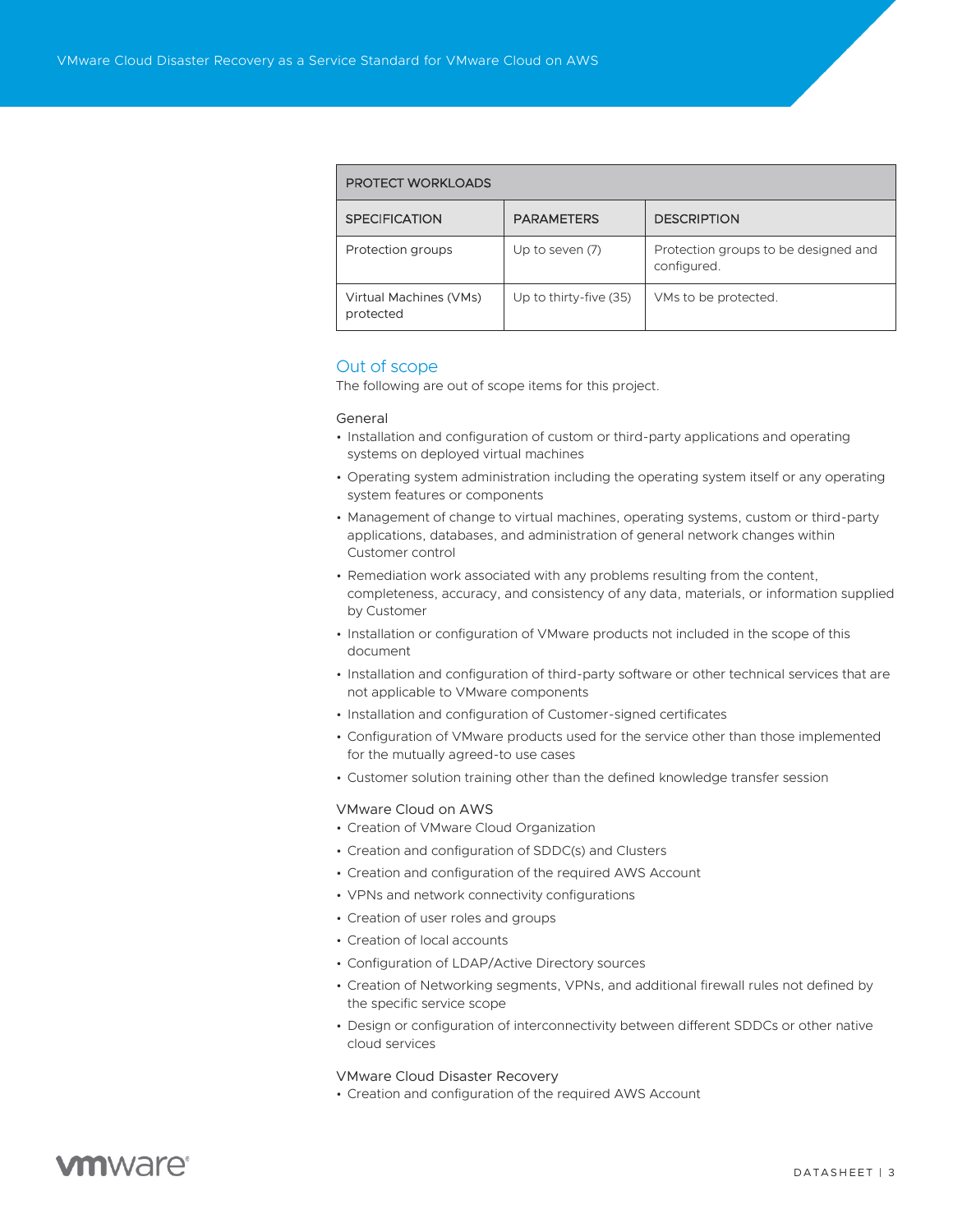| PROTECT WORKLOADS | | |
|---|---|---|
| SPECIFICATION | PARAMETERS | DESCRIPTION |
| Protection groups | Up to seven (7) | Protection groups to be designed and configured. |
| Virtual Machines (VMs) protected | Up to thirty-five (35) | VMs to be protected. |

## Out of scope

The following are out of scope items for this project.

### General

- Installation and configuration of custom or third-party applications and operating systems on deployed virtual machines
- Operating system administration including the operating system itself or any operating system features or components
- Management of change to virtual machines, operating systems, custom or third-party applications, databases, and administration of general network changes within Customer control
- Remediation work associated with any problems resulting from the content, completeness, accuracy, and consistency of any data, materials, or information supplied by Customer
- Installation or configuration of VMware products not included in the scope of this document
- Installation and configuration of third-party software or other technical services that are not applicable to VMware components
- Installation and configuration of Customer-signed certificates
- Configuration of VMware products used for the service other than those implemented for the mutually agreed-to use cases
- Customer solution training other than the defined knowledge transfer session

### VMware Cloud on AWS

- Creation of VMware Cloud Organization
- Creation and configuration of SDDC(s) and Clusters
- Creation and configuration of the required AWS Account
- VPNs and network connectivity configurations
- Creation of user roles and groups
- Creation of local accounts
- Configuration of LDAP/Active Directory sources
- Creation of Networking segments, VPNs, and additional firewall rules not defined by the specific service scope
- Design or configuration of interconnectivity between different SDDCs or other native cloud services

### VMware Cloud Disaster Recovery

- Creation and configuration of the required AWS Account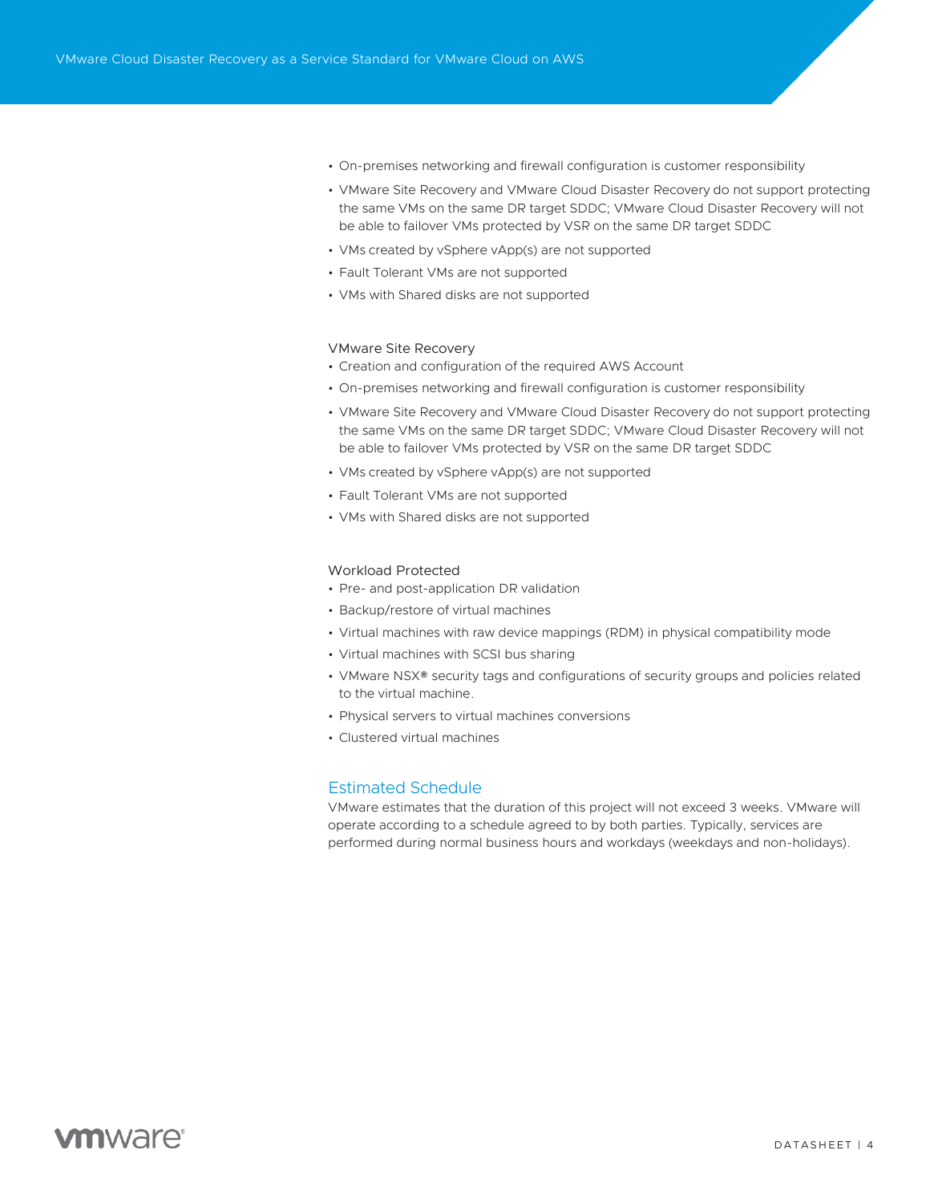- On-premises networking and firewall configuration is customer responsibility
- VMware Site Recovery and VMware Cloud Disaster Recovery do not support protecting the same VMs on the same DR target SDDC; VMware Cloud Disaster Recovery will not be able to failover VMs protected by VSR on the same DR target SDDC
- VMs created by vSphere vApp(s) are not supported
- Fault Tolerant VMs are not supported
- VMs with Shared disks are not supported

VMware Site Recovery

- Creation and configuration of the required AWS Account
- On-premises networking and firewall configuration is customer responsibility
- VMware Site Recovery and VMware Cloud Disaster Recovery do not support protecting the same VMs on the same DR target SDDC; VMware Cloud Disaster Recovery will not be able to failover VMs protected by VSR on the same DR target SDDC
- VMs created by vSphere vApp(s) are not supported
- Fault Tolerant VMs are not supported
- VMs with Shared disks are not supported

Workload Protected

- Pre- and post-application DR validation
- Backup/restore of virtual machines
- Virtual machines with raw device mappings (RDM) in physical compatibility mode
- Virtual machines with SCSI bus sharing
- VMware NSX® security tags and configurations of security groups and policies related to the virtual machine.
- Physical servers to virtual machines conversions
- Clustered virtual machines

## Estimated Schedule

VMware estimates that the duration of this project will not exceed 3 weeks. VMware will operate according to a schedule agreed to by both parties. Typically, services are performed during normal business hours and workdays (weekdays and non-holidays).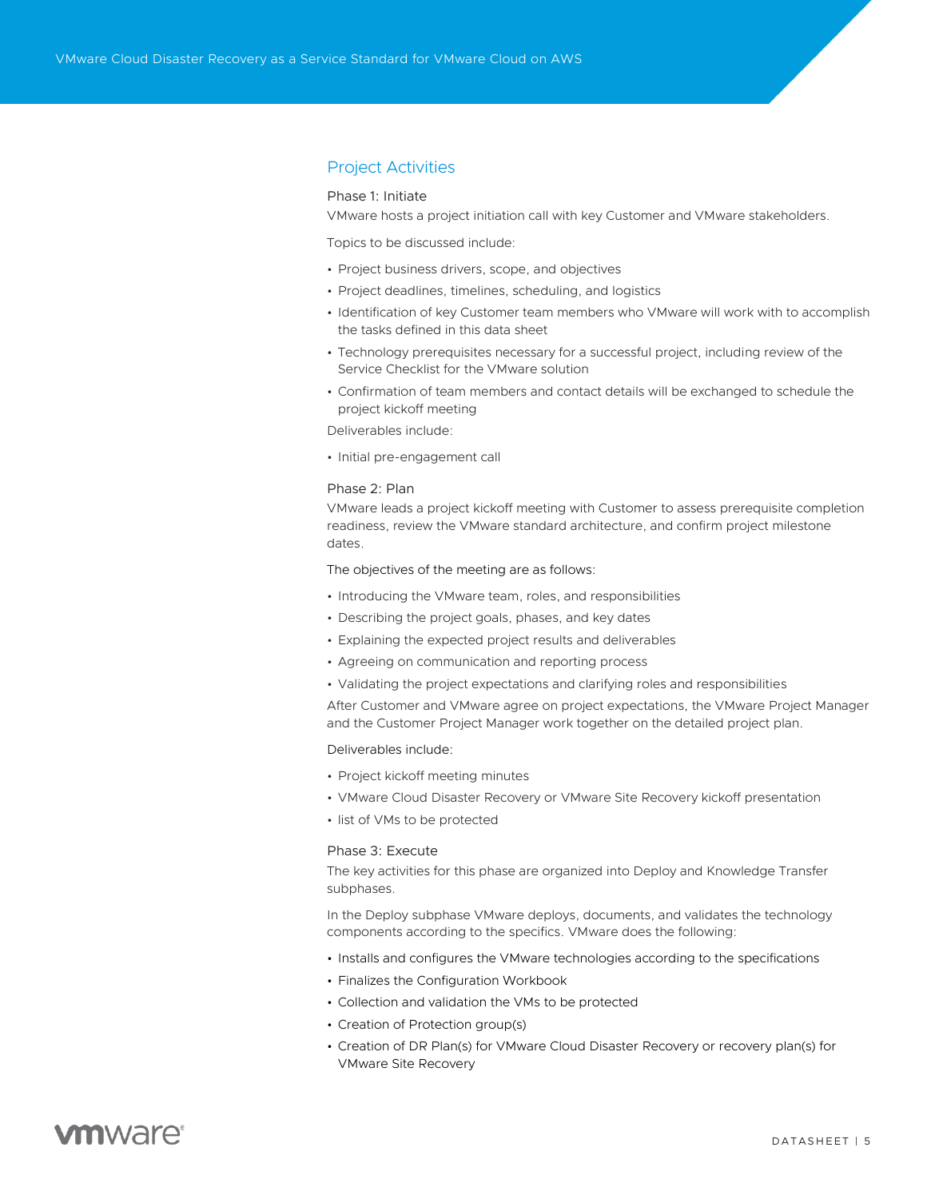## Project Activities

### Phase 1: Initiate

VMware hosts a project initiation call with key Customer and VMware stakeholders.

Topics to be discussed include:

- Project business drivers, scope, and objectives
- Project deadlines, timelines, scheduling, and logistics
- Identification of key Customer team members who VMware will work with to accomplish the tasks defined in this data sheet
- Technology prerequisites necessary for a successful project, including review of the Service Checklist for the VMware solution
- Confirmation of team members and contact details will be exchanged to schedule the project kickoff meeting

Deliverables include:

- Initial pre-engagement call

### Phase 2: Plan

VMware leads a project kickoff meeting with Customer to assess prerequisite completion readiness, review the VMware standard architecture, and confirm project milestone dates.

The objectives of the meeting are as follows:

- Introducing the VMware team, roles, and responsibilities
- Describing the project goals, phases, and key dates
- Explaining the expected project results and deliverables
- Agreeing on communication and reporting process
- Validating the project expectations and clarifying roles and responsibilities

After Customer and VMware agree on project expectations, the VMware Project Manager and the Customer Project Manager work together on the detailed project plan.

Deliverables include:

- Project kickoff meeting minutes
- VMware Cloud Disaster Recovery or VMware Site Recovery kickoff presentation
- list of VMs to be protected

### Phase 3: Execute

The key activities for this phase are organized into Deploy and Knowledge Transfer subphases.

In the Deploy subphase VMware deploys, documents, and validates the technology components according to the specifics. VMware does the following:

- Installs and configures the VMware technologies according to the specifications
- Finalizes the Configuration Workbook
- Collection and validation the VMs to be protected
- Creation of Protection group(s)
- Creation of DR Plan(s) for VMware Cloud Disaster Recovery or recovery plan(s) for VMware Site Recovery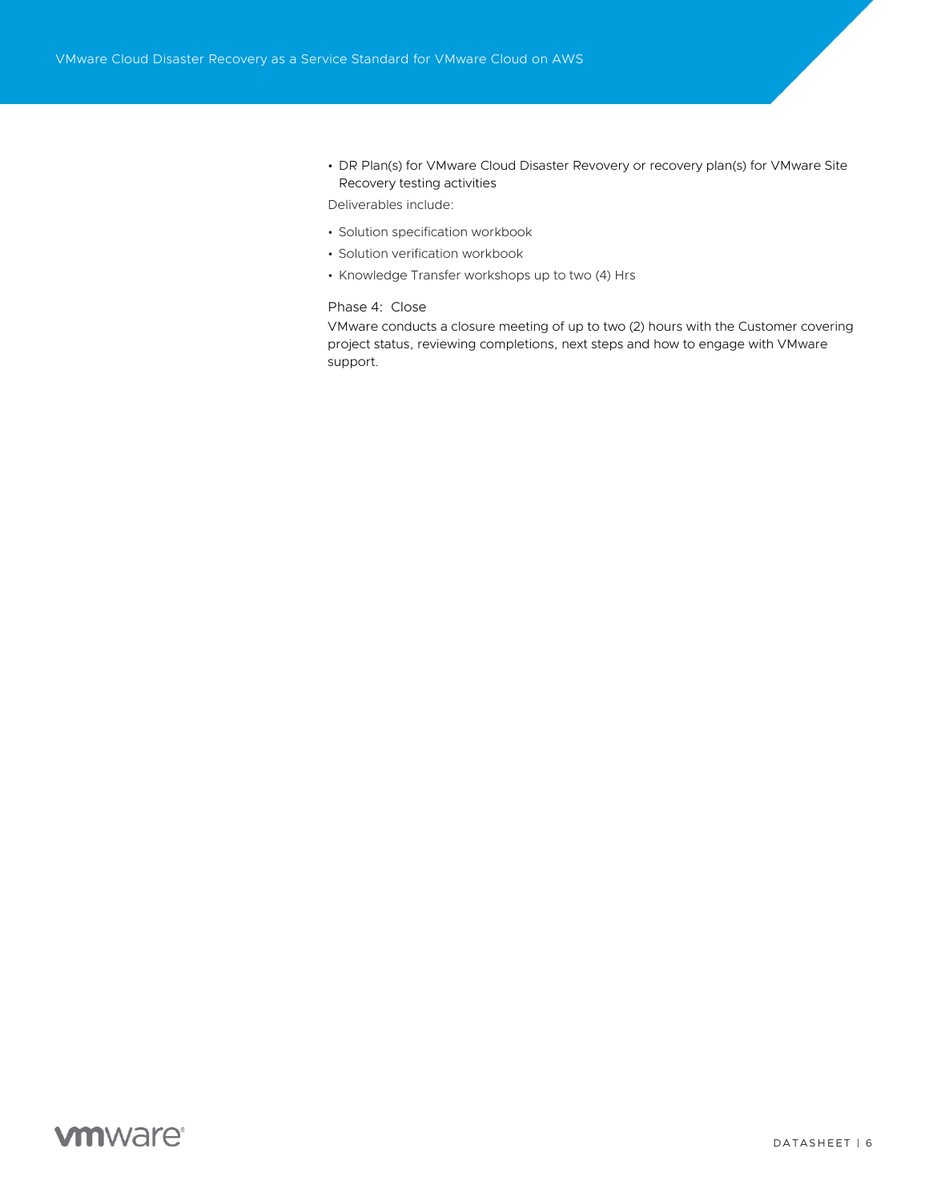- DR Plan(s) for VMware Cloud Disaster Revovery or recovery plan(s) for VMware Site Recovery testing activities

Deliverables include:

- Solution specification workbook
- Solution verification workbook
- Knowledge Transfer workshops up to two (4) Hrs

### Phase 4: Close

VMware conducts a closure meeting of up to two (2) hours with the Customer covering project status, reviewing completions, next steps and how to engage with VMware support.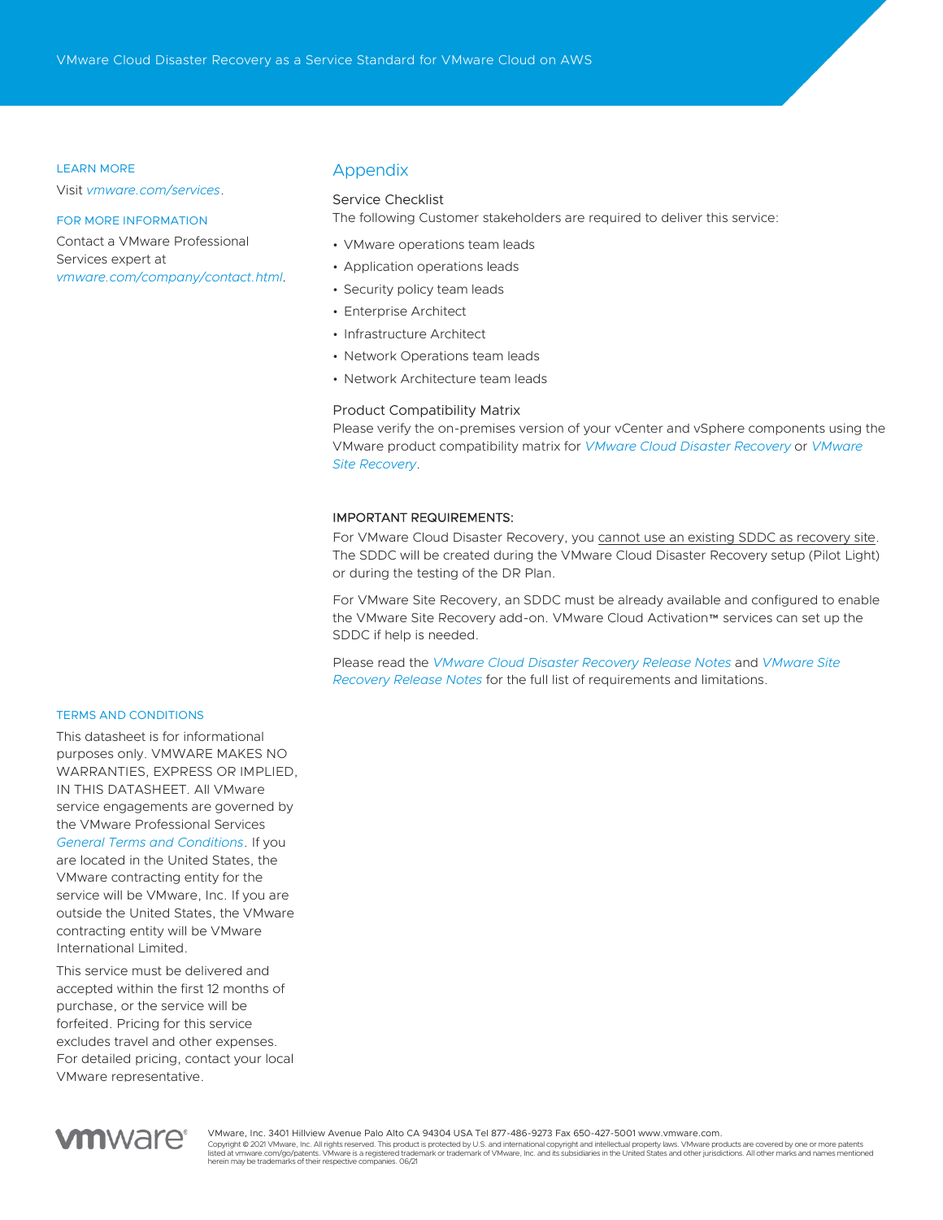## Appendix

### Service Checklist

The following Customer stakeholders are required to deliver this service:

- VMware operations team leads
- Application operations leads
- Security policy team leads
- Enterprise Architect
- Infrastructure Architect
- Network Operations team leads
- Network Architecture team leads

### Product Compatibility Matrix

Please verify the on-premises version of your vCenter and vSphere components using the VMware product compatibility matrix for *VMware Cloud Disaster Recovery* or *VMware Site Recovery*.

**IMPORTANT REQUIREMENTS:**

For VMware Cloud Disaster Recovery, you cannot use an existing SDDC as recovery site. The SDDC will be created during the VMware Cloud Disaster Recovery setup (Pilot Light) or during the testing of the DR Plan.

For VMware Site Recovery, an SDDC must be already available and configured to enable the VMware Site Recovery add-on. VMware Cloud Activation™ services can set up the SDDC if help is needed.

Please read the *VMware Cloud Disaster Recovery Release Notes* and *VMware Site Recovery Release Notes* for the full list of requirements and limitations.

LEARN MORE

Visit *vmware.com/services*.

FOR MORE INFORMATION

Contact a VMware Professional Services expert at *vmware.com/company/contact.html*.

TERMS AND CONDITIONS

This datasheet is for informational purposes only. VMWARE MAKES NO WARRANTIES, EXPRESS OR IMPLIED, IN THIS DATASHEET. All VMware service engagements are governed by the VMware Professional Services *General Terms and Conditions*. If you are located in the United States, the VMware contracting entity for the service will be VMware, Inc. If you are outside the United States, the VMware contracting entity will be VMware International Limited.

This service must be delivered and accepted within the first 12 months of purchase, or the service will be forfeited. Pricing for this service excludes travel and other expenses. For detailed pricing, contact your local VMware representative.

VMware, Inc. 3401 Hillview Avenue Palo Alto CA 94304 USA Tel 877-486-9273 Fax 650-427-5001 www.vmware.com.
Copyright © 2021 VMware, Inc. All rights reserved. This product is protected by U.S. and international copyright and intellectual property laws. VMware products are covered by one or more patents listed at vmware.com/go/patents. VMware is a registered trademark or trademark of VMware, Inc. and its subsidiaries in the United States and other jurisdictions. All other marks and names mentioned herein may be trademarks of their respective companies. 06/21